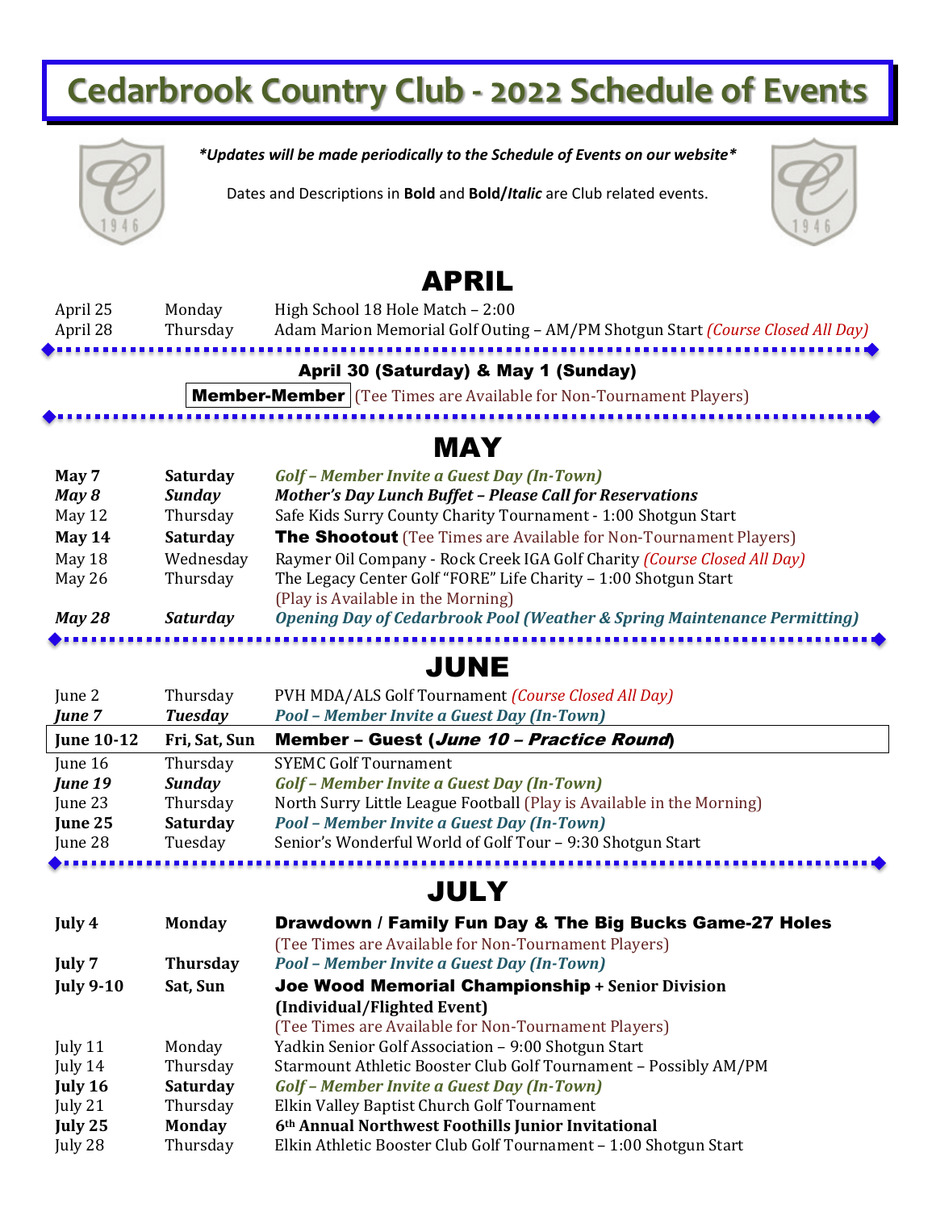# Cedarbrook Country Club - 2022 Schedule of Events

***Updates will be made periodically to the Schedule of Events on our website***

Dates and Descriptions in **Bold** and ***Bold/Italic*** are Club related events.

## APRIL

| | | |
|---|---|---|
| April 25 | Monday | High School 18 Hole Match – 2:00 |
| April 28 | Thursday | Adam Marion Memorial Golf Outing – AM/PM Shotgun Start *(Course Closed All Day)* |

**April 30 (Saturday) & May 1 (Sunday)**

**Member-Member** (Tee Times are Available for Non-Tournament Players)

## MAY

| | | |
|---|---|---|
| **May 7** | **Saturday** | ***Golf – Member Invite a Guest Day (In-Town)*** |
| ***May 8*** | ***Sunday*** | ***Mother's Day Lunch Buffet – Please Call for Reservations*** |
| May 12 | Thursday | Safe Kids Surry County Charity Tournament - 1:00 Shotgun Start |
| **May 14** | **Saturday** | **The Shootout** (Tee Times are Available for Non-Tournament Players) |
| May 18 | Wednesday | Raymer Oil Company - Rock Creek IGA Golf Charity *(Course Closed All Day)* |
| May 26 | Thursday | The Legacy Center Golf "FORE" Life Charity – 1:00 Shotgun Start (Play is Available in the Morning) |
| ***May 28*** | ***Saturday*** | ***Opening Day of Cedarbrook Pool (Weather & Spring Maintenance Permitting)*** |

## JUNE

| | | |
|---|---|---|
| June 2 | Thursday | PVH MDA/ALS Golf Tournament *(Course Closed All Day)* |
| ***June 7*** | ***Tuesday*** | ***Pool – Member Invite a Guest Day (In-Town)*** |
| **June 10-12** | **Fri, Sat, Sun** | **Member – Guest (*June 10 – Practice Round*)** |
| June 16 | Thursday | SYEMC Golf Tournament |
| ***June 19*** | ***Sunday*** | ***Golf – Member Invite a Guest Day (In-Town)*** |
| June 23 | Thursday | North Surry Little League Football (Play is Available in the Morning) |
| **June 25** | **Saturday** | ***Pool – Member Invite a Guest Day (In-Town)*** |
| June 28 | Tuesday | Senior's Wonderful World of Golf Tour – 9:30 Shotgun Start |

## JULY

| | | |
|---|---|---|
| **July 4** | **Monday** | **Drawdown / Family Fun Day & The Big Bucks Game-27 Holes** (Tee Times are Available for Non-Tournament Players) |
| **July 7** | **Thursday** | ***Pool – Member Invite a Guest Day (In-Town)*** |
| **July 9-10** | **Sat, Sun** | **Joe Wood Memorial Championship + Senior Division (Individual/Flighted Event)** (Tee Times are Available for Non-Tournament Players) |
| July 11 | Monday | Yadkin Senior Golf Association – 9:00 Shotgun Start |
| July 14 | Thursday | Starmount Athletic Booster Club Golf Tournament – Possibly AM/PM |
| **July 16** | **Saturday** | ***Golf – Member Invite a Guest Day (In-Town)*** |
| July 21 | Thursday | Elkin Valley Baptist Church Golf Tournament |
| **July 25** | **Monday** | **6th Annual Northwest Foothills Junior Invitational** |
| July 28 | Thursday | Elkin Athletic Booster Club Golf Tournament – 1:00 Shotgun Start |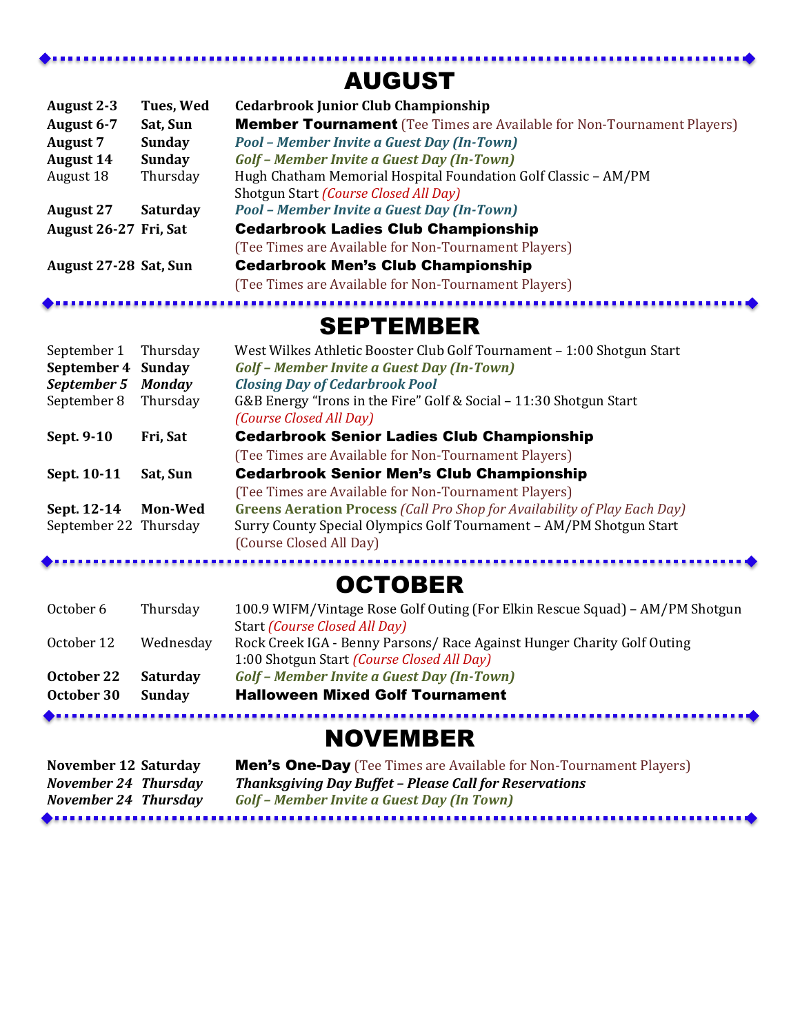# AUGUST

| | | |
|---|---|---|
| **August 2-3** | **Tues, Wed** | **Cedarbrook Junior Club Championship** |
| **August 6-7** | **Sat, Sun** | **Member Tournament** (Tee Times are Available for Non-Tournament Players) |
| **August 7** | **Sunday** | ***Pool – Member Invite a Guest Day (In-Town)*** |
| **August 14** | **Sunday** | ***Golf – Member Invite a Guest Day (In-Town)*** |
| August 18 | Thursday | Hugh Chatham Memorial Hospital Foundation Golf Classic – AM/PM Shotgun Start *(Course Closed All Day)* |
| **August 27** | **Saturday** | ***Pool – Member Invite a Guest Day (In-Town)*** |
| **August 26-27** | **Fri, Sat** | **Cedarbrook Ladies Club Championship** (Tee Times are Available for Non-Tournament Players) |
| **August 27-28** | **Sat, Sun** | **Cedarbrook Men's Club Championship** (Tee Times are Available for Non-Tournament Players) |

# SEPTEMBER

| | | |
|---|---|---|
| September 1 | Thursday | West Wilkes Athletic Booster Club Golf Tournament – 1:00 Shotgun Start |
| **September 4** | **Sunday** | ***Golf – Member Invite a Guest Day (In-Town)*** |
| ***September 5*** | ***Monday*** | ***Closing Day of Cedarbrook Pool*** |
| September 8 | Thursday | G&B Energy "Irons in the Fire" Golf & Social – 11:30 Shotgun Start *(Course Closed All Day)* |
| **Sept. 9-10** | **Fri, Sat** | **Cedarbrook Senior Ladies Club Championship** (Tee Times are Available for Non-Tournament Players) |
| **Sept. 10-11** | **Sat, Sun** | **Cedarbrook Senior Men's Club Championship** (Tee Times are Available for Non-Tournament Players) |
| **Sept. 12-14** | **Mon-Wed** | **Greens Aeration Process** *(Call Pro Shop for Availability of Play Each Day)* |
| September 22 | Thursday | Surry County Special Olympics Golf Tournament – AM/PM Shotgun Start (Course Closed All Day) |

# OCTOBER

| | | |
|---|---|---|
| October 6 | Thursday | 100.9 WIFM/Vintage Rose Golf Outing (For Elkin Rescue Squad) – AM/PM Shotgun Start *(Course Closed All Day)* |
| October 12 | Wednesday | Rock Creek IGA - Benny Parsons/ Race Against Hunger Charity Golf Outing 1:00 Shotgun Start *(Course Closed All Day)* |
| **October 22** | **Saturday** | ***Golf – Member Invite a Guest Day (In-Town)*** |
| **October 30** | **Sunday** | **Halloween Mixed Golf Tournament** |

# NOVEMBER

| | | |
|---|---|---|
| **November 12** | **Saturday** | **Men's One-Day** (Tee Times are Available for Non-Tournament Players) |
| ***November 24*** | ***Thursday*** | ***Thanksgiving Day Buffet – Please Call for Reservations*** |
| ***November 24*** | ***Thursday*** | ***Golf – Member Invite a Guest Day (In Town)*** |